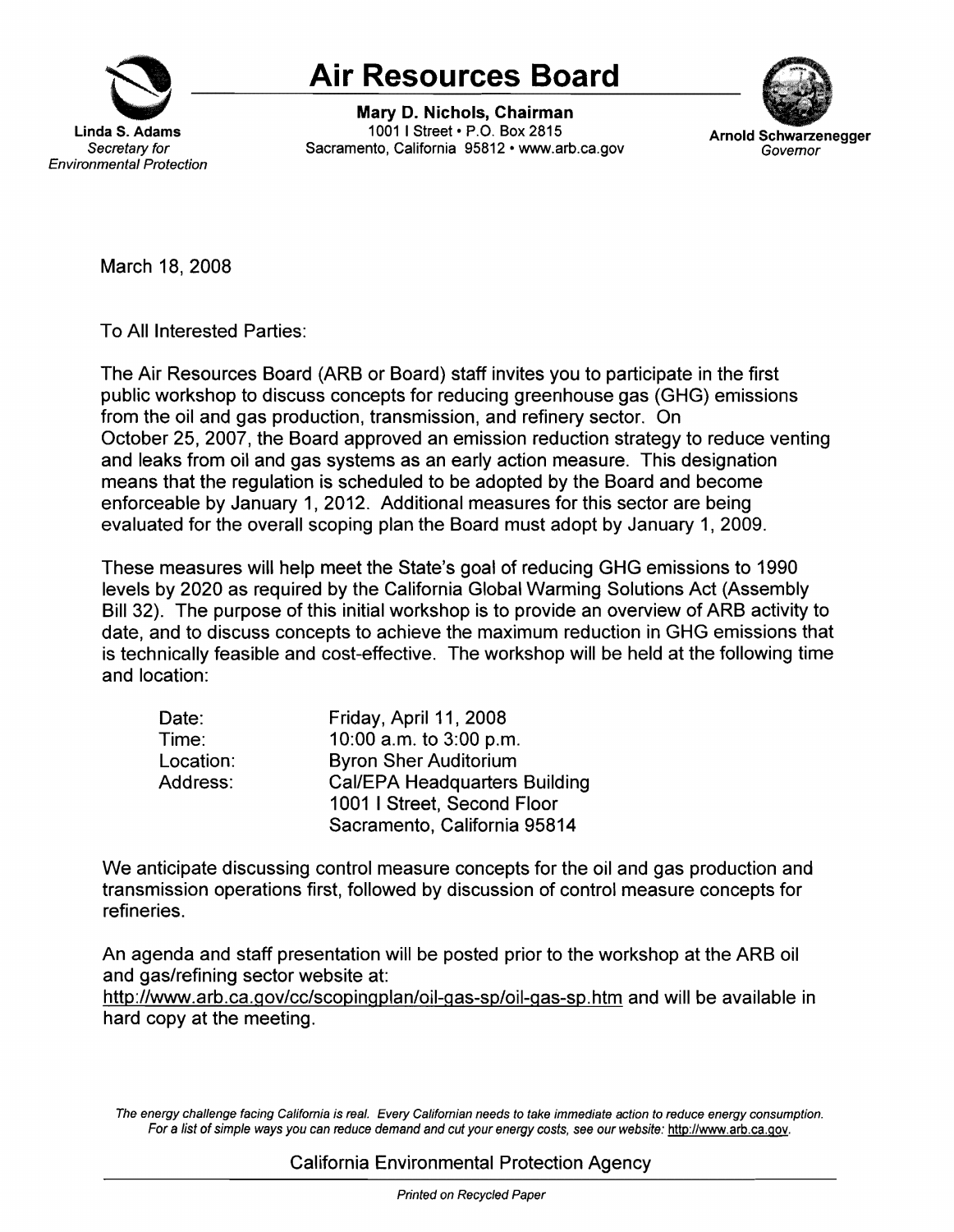# Air Resources Board

**Linda S. Adams**
*Secretary for Environmental Protection*

**Mary D. Nichols, Chairman**
1001 I Street • P.O. Box 2815
Sacramento, California 95812 • www.arb.ca.gov

**Arnold Schwarzenegger**
*Governor*

March 18, 2008

To All Interested Parties:

The Air Resources Board (ARB or Board) staff invites you to participate in the first public workshop to discuss concepts for reducing greenhouse gas (GHG) emissions from the oil and gas production, transmission, and refinery sector. On October 25, 2007, the Board approved an emission reduction strategy to reduce venting and leaks from oil and gas systems as an early action measure. This designation means that the regulation is scheduled to be adopted by the Board and become enforceable by January 1, 2012. Additional measures for this sector are being evaluated for the overall scoping plan the Board must adopt by January 1, 2009.

These measures will help meet the State's goal of reducing GHG emissions to 1990 levels by 2020 as required by the California Global Warming Solutions Act (Assembly Bill 32). The purpose of this initial workshop is to provide an overview of ARB activity to date, and to discuss concepts to achieve the maximum reduction in GHG emissions that is technically feasible and cost-effective. The workshop will be held at the following time and location:

| | |
|---|---|
| Date: | Friday, April 11, 2008 |
| Time: | 10:00 a.m. to 3:00 p.m. |
| Location: | Byron Sher Auditorium |
| Address: | Cal/EPA Headquarters Building<br>1001 I Street, Second Floor<br>Sacramento, California 95814 |

We anticipate discussing control measure concepts for the oil and gas production and transmission operations first, followed by discussion of control measure concepts for refineries.

An agenda and staff presentation will be posted prior to the workshop at the ARB oil and gas/refining sector website at:
http://www.arb.ca.gov/cc/scopingplan/oil-gas-sp/oil-gas-sp.htm and will be available in hard copy at the meeting.

*The energy challenge facing California is real. Every Californian needs to take immediate action to reduce energy consumption. For a list of simple ways you can reduce demand and cut your energy costs, see our website: http://www.arb.ca.gov.*

California Environmental Protection Agency

*Printed on Recycled Paper*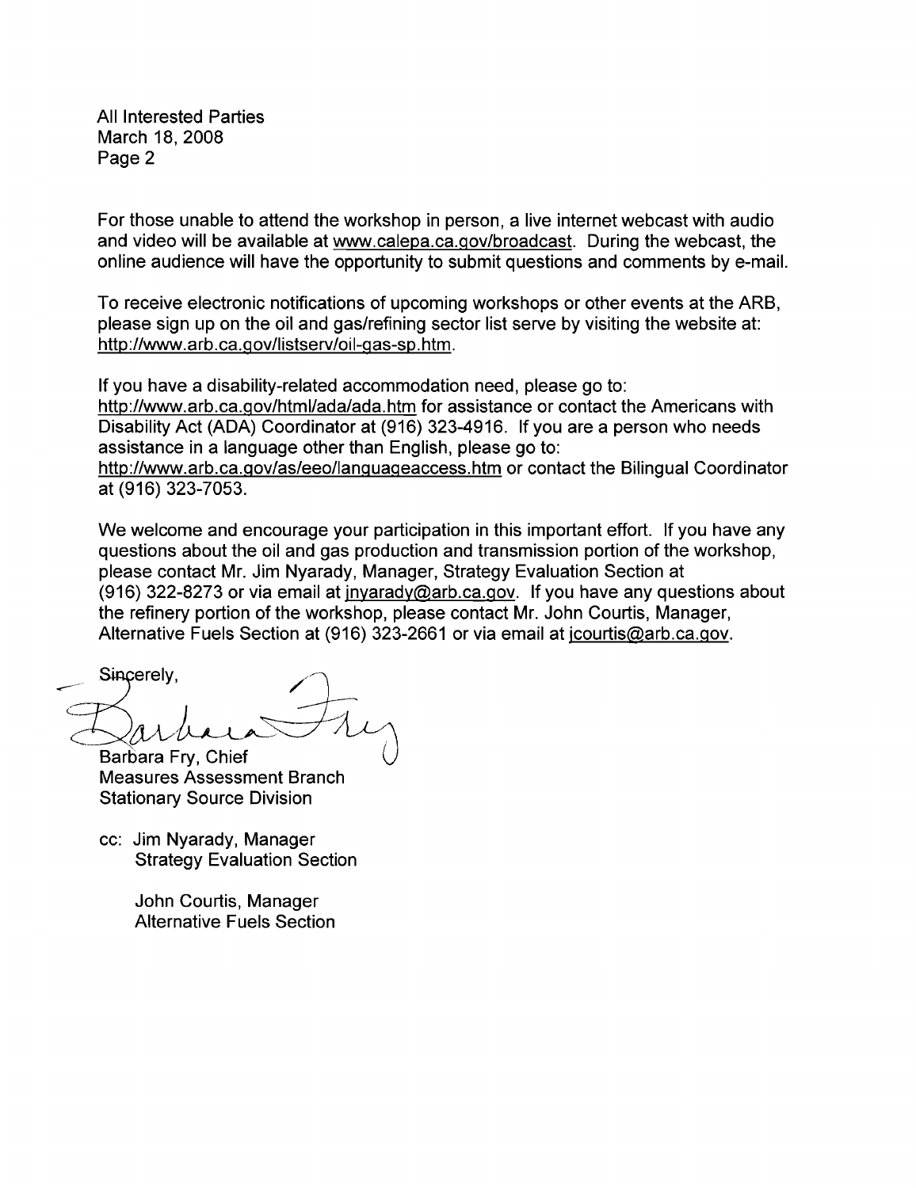All Interested Parties
March 18, 2008
Page 2

For those unable to attend the workshop in person, a live internet webcast with audio and video will be available at www.calepa.ca.gov/broadcast. During the webcast, the online audience will have the opportunity to submit questions and comments by e-mail.

To receive electronic notifications of upcoming workshops or other events at the ARB, please sign up on the oil and gas/refining sector list serve by visiting the website at: http://www.arb.ca.gov/listserv/oil-gas-sp.htm.

If you have a disability-related accommodation need, please go to: http://www.arb.ca.gov/html/ada/ada.htm for assistance or contact the Americans with Disability Act (ADA) Coordinator at (916) 323-4916. If you are a person who needs assistance in a language other than English, please go to: http://www.arb.ca.gov/as/eeo/languageaccess.htm or contact the Bilingual Coordinator at (916) 323-7053.

We welcome and encourage your participation in this important effort. If you have any questions about the oil and gas production and transmission portion of the workshop, please contact Mr. Jim Nyarady, Manager, Strategy Evaluation Section at (916) 322-8273 or via email at jnyarady@arb.ca.gov. If you have any questions about the refinery portion of the workshop, please contact Mr. John Courtis, Manager, Alternative Fuels Section at (916) 323-2661 or via email at jcourtis@arb.ca.gov.

Sincerely,

Barbara Fry

Barbara Fry, Chief
Measures Assessment Branch
Stationary Source Division

cc: Jim Nyarady, Manager
Strategy Evaluation Section

John Courtis, Manager
Alternative Fuels Section